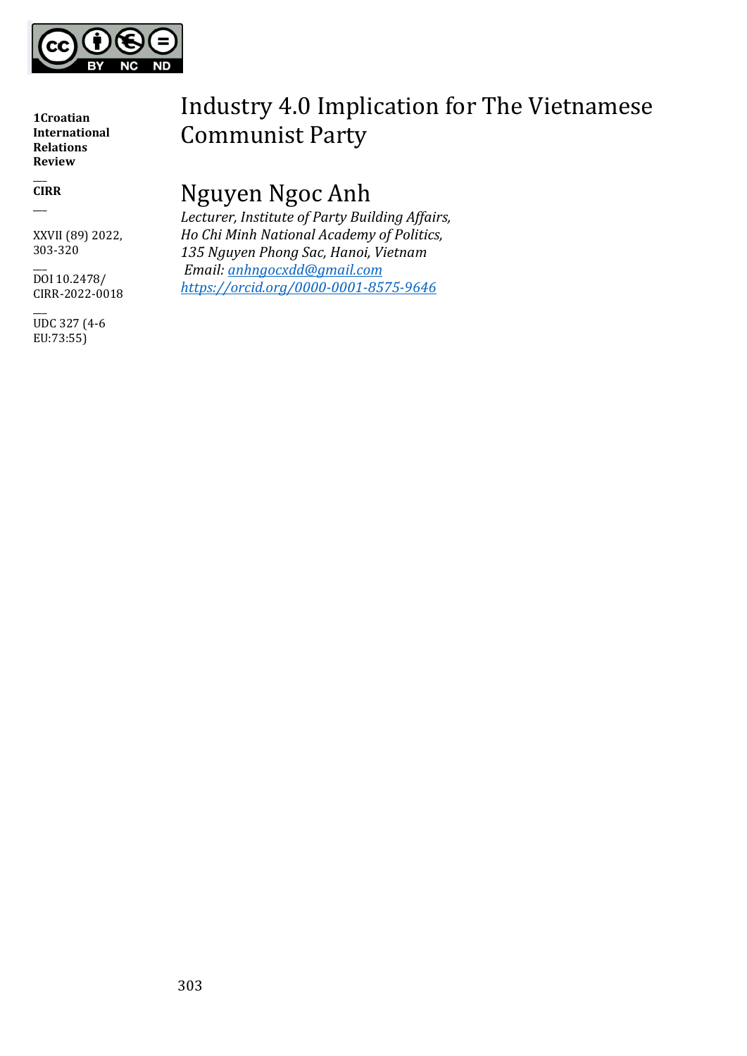1Croatian International Relations Review

CIRR

XXVII (89) 2022, 303-320

DOI 10.2478/CIRR-2022-0018

UDC 327 (4-6 EU:73:55)

# Industry 4.0 Implication for The Vietnamese Communist Party

## Nguyen Ngoc Anh

*Lecturer, Institute of Party Building Affairs,*
*Ho Chi Minh National Academy of Politics,*
*135 Nguyen Phong Sac, Hanoi, Vietnam*
*Email: anhngocxdd@gmail.com*
*https://orcid.org/0000-0001-8575-9646*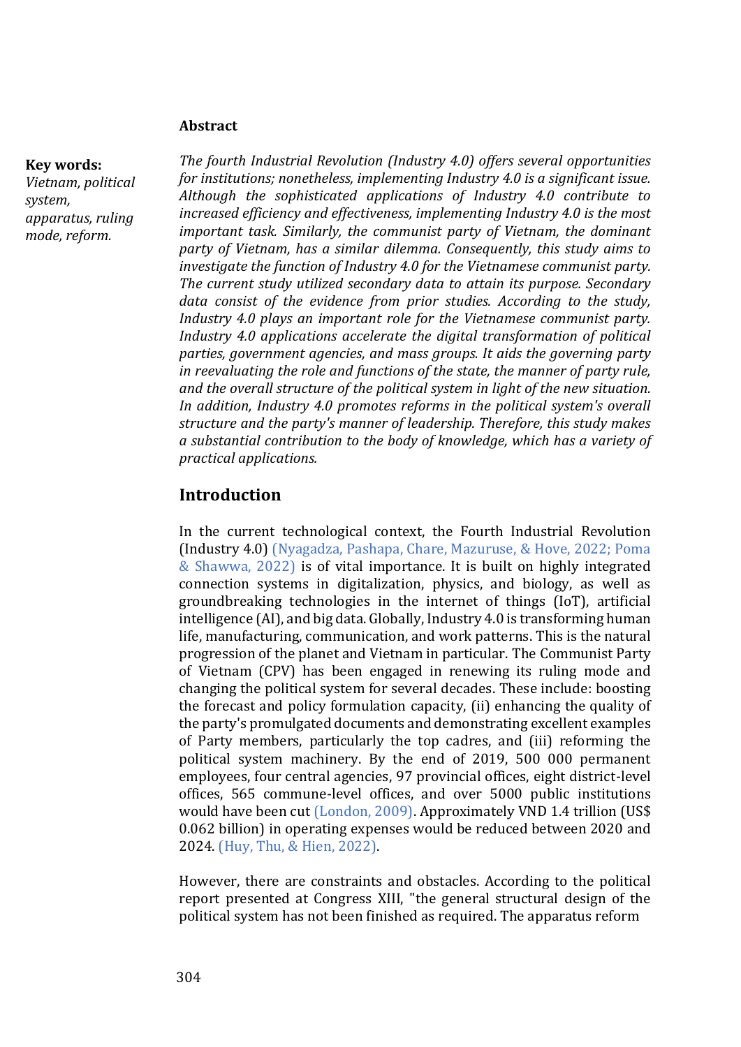**Abstract**

**Key words:**
*Vietnam, political system, apparatus, ruling mode, reform.*

*The fourth Industrial Revolution (Industry 4.0) offers several opportunities for institutions; nonetheless, implementing Industry 4.0 is a significant issue. Although the sophisticated applications of Industry 4.0 contribute to increased efficiency and effectiveness, implementing Industry 4.0 is the most important task. Similarly, the communist party of Vietnam, the dominant party of Vietnam, has a similar dilemma. Consequently, this study aims to investigate the function of Industry 4.0 for the Vietnamese communist party. The current study utilized secondary data to attain its purpose. Secondary data consist of the evidence from prior studies. According to the study, Industry 4.0 plays an important role for the Vietnamese communist party. Industry 4.0 applications accelerate the digital transformation of political parties, government agencies, and mass groups. It aids the governing party in reevaluating the role and functions of the state, the manner of party rule, and the overall structure of the political system in light of the new situation. In addition, Industry 4.0 promotes reforms in the political system's overall structure and the party's manner of leadership. Therefore, this study makes a substantial contribution to the body of knowledge, which has a variety of practical applications.*

## Introduction

In the current technological context, the Fourth Industrial Revolution (Industry 4.0) (Nyagadza, Pashapa, Chare, Mazuruse, & Hove, 2022; Poma & Shawwa, 2022) is of vital importance. It is built on highly integrated connection systems in digitalization, physics, and biology, as well as groundbreaking technologies in the internet of things (IoT), artificial intelligence (AI), and big data. Globally, Industry 4.0 is transforming human life, manufacturing, communication, and work patterns. This is the natural progression of the planet and Vietnam in particular. The Communist Party of Vietnam (CPV) has been engaged in renewing its ruling mode and changing the political system for several decades. These include: boosting the forecast and policy formulation capacity, (ii) enhancing the quality of the party's promulgated documents and demonstrating excellent examples of Party members, particularly the top cadres, and (iii) reforming the political system machinery. By the end of 2019, 500 000 permanent employees, four central agencies, 97 provincial offices, eight district-level offices, 565 commune-level offices, and over 5000 public institutions would have been cut (London, 2009). Approximately VND 1.4 trillion (US$ 0.062 billion) in operating expenses would be reduced between 2020 and 2024. (Huy, Thu, & Hien, 2022).

However, there are constraints and obstacles. According to the political report presented at Congress XIII, "the general structural design of the political system has not been finished as required. The apparatus reform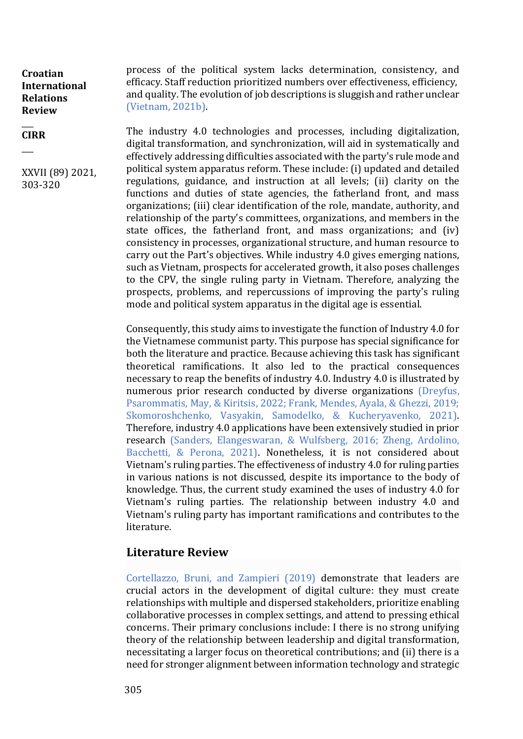process of the political system lacks determination, consistency, and efficacy. Staff reduction prioritized numbers over effectiveness, efficiency, and quality. The evolution of job descriptions is sluggish and rather unclear (Vietnam, 2021b).

The industry 4.0 technologies and processes, including digitalization, digital transformation, and synchronization, will aid in systematically and effectively addressing difficulties associated with the party's rule mode and political system apparatus reform. These include: (i) updated and detailed regulations, guidance, and instruction at all levels; (ii) clarity on the functions and duties of state agencies, the fatherland front, and mass organizations; (iii) clear identification of the role, mandate, authority, and relationship of the party's committees, organizations, and members in the state offices, the fatherland front, and mass organizations; and (iv) consistency in processes, organizational structure, and human resource to carry out the Part's objectives. While industry 4.0 gives emerging nations, such as Vietnam, prospects for accelerated growth, it also poses challenges to the CPV, the single ruling party in Vietnam. Therefore, analyzing the prospects, problems, and repercussions of improving the party's ruling mode and political system apparatus in the digital age is essential.

Consequently, this study aims to investigate the function of Industry 4.0 for the Vietnamese communist party. This purpose has special significance for both the literature and practice. Because achieving this task has significant theoretical ramifications. It also led to the practical consequences necessary to reap the benefits of industry 4.0. Industry 4.0 is illustrated by numerous prior research conducted by diverse organizations (Dreyfus, Psarommatis, May, & Kiritsis, 2022; Frank, Mendes, Ayala, & Ghezzi, 2019; Skomoroshchenko, Vasyakin, Samodelko, & Kucheryavenko, 2021). Therefore, industry 4.0 applications have been extensively studied in prior research (Sanders, Elangeswaran, & Wulfsberg, 2016; Zheng, Ardolino, Bacchetti, & Perona, 2021). Nonetheless, it is not considered about Vietnam's ruling parties. The effectiveness of industry 4.0 for ruling parties in various nations is not discussed, despite its importance to the body of knowledge. Thus, the current study examined the uses of industry 4.0 for Vietnam's ruling parties. The relationship between industry 4.0 and Vietnam's ruling party has important ramifications and contributes to the literature.

## Literature Review

Cortellazzo, Bruni, and Zampieri (2019) demonstrate that leaders are crucial actors in the development of digital culture: they must create relationships with multiple and dispersed stakeholders, prioritize enabling collaborative processes in complex settings, and attend to pressing ethical concerns. Their primary conclusions include: I there is no strong unifying theory of the relationship between leadership and digital transformation, necessitating a larger focus on theoretical contributions; and (ii) there is a need for stronger alignment between information technology and strategic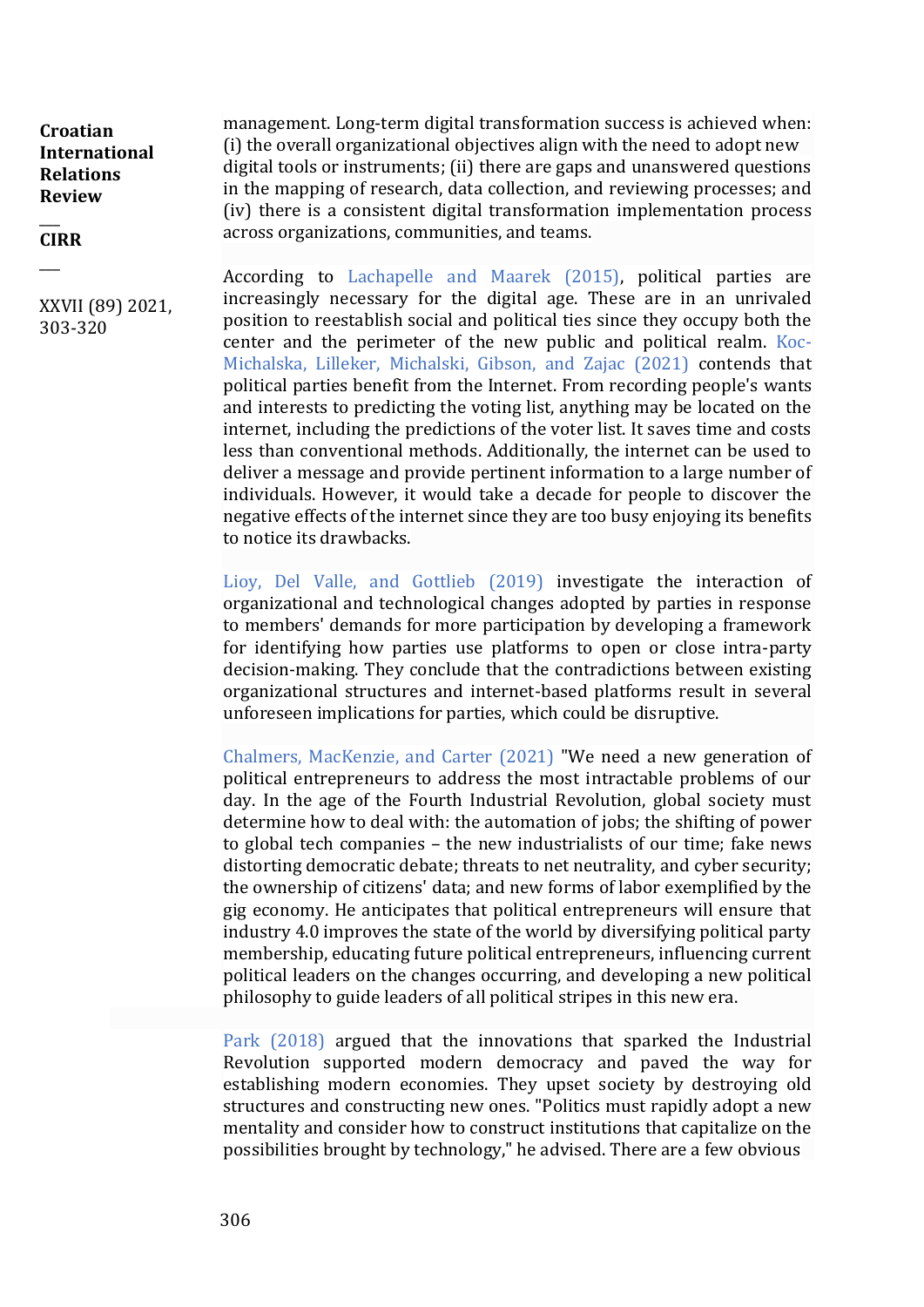management. Long-term digital transformation success is achieved when: (i) the overall organizational objectives align with the need to adopt new digital tools or instruments; (ii) there are gaps and unanswered questions in the mapping of research, data collection, and reviewing processes; and (iv) there is a consistent digital transformation implementation process across organizations, communities, and teams.

According to Lachapelle and Maarek (2015), political parties are increasingly necessary for the digital age. These are in an unrivaled position to reestablish social and political ties since they occupy both the center and the perimeter of the new public and political realm. Koc-Michalska, Lilleker, Michalski, Gibson, and Zajac (2021) contends that political parties benefit from the Internet. From recording people's wants and interests to predicting the voting list, anything may be located on the internet, including the predictions of the voter list. It saves time and costs less than conventional methods. Additionally, the internet can be used to deliver a message and provide pertinent information to a large number of individuals. However, it would take a decade for people to discover the negative effects of the internet since they are too busy enjoying its benefits to notice its drawbacks.

Lioy, Del Valle, and Gottlieb (2019) investigate the interaction of organizational and technological changes adopted by parties in response to members' demands for more participation by developing a framework for identifying how parties use platforms to open or close intra-party decision-making. They conclude that the contradictions between existing organizational structures and internet-based platforms result in several unforeseen implications for parties, which could be disruptive.

Chalmers, MacKenzie, and Carter (2021) "We need a new generation of political entrepreneurs to address the most intractable problems of our day. In the age of the Fourth Industrial Revolution, global society must determine how to deal with: the automation of jobs; the shifting of power to global tech companies – the new industrialists of our time; fake news distorting democratic debate; threats to net neutrality, and cyber security; the ownership of citizens' data; and new forms of labor exemplified by the gig economy. He anticipates that political entrepreneurs will ensure that industry 4.0 improves the state of the world by diversifying political party membership, educating future political entrepreneurs, influencing current political leaders on the changes occurring, and developing a new political philosophy to guide leaders of all political stripes in this new era.

Park (2018) argued that the innovations that sparked the Industrial Revolution supported modern democracy and paved the way for establishing modern economies. They upset society by destroying old structures and constructing new ones. "Politics must rapidly adopt a new mentality and consider how to construct institutions that capitalize on the possibilities brought by technology," he advised. There are a few obvious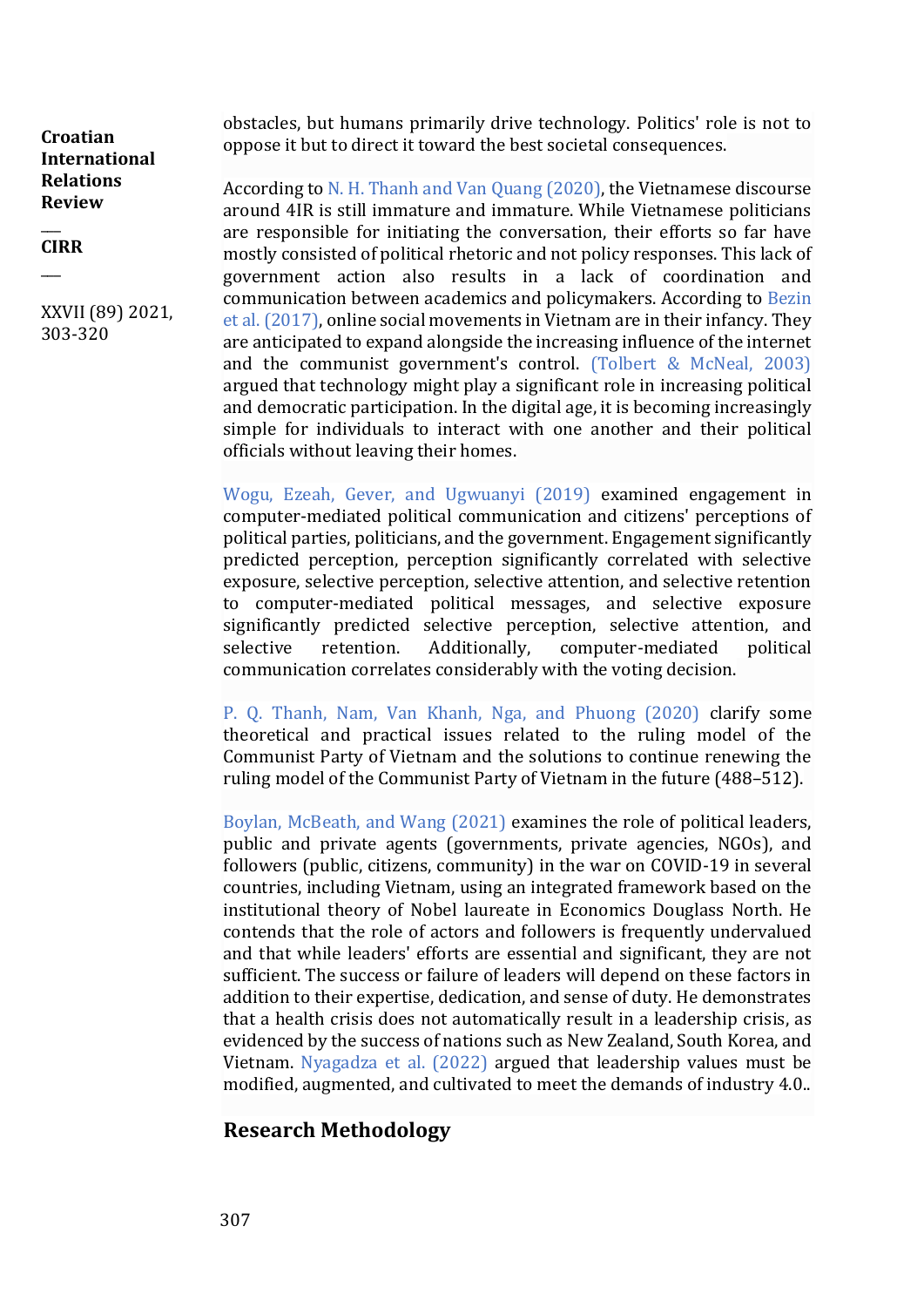obstacles, but humans primarily drive technology. Politics' role is not to oppose it but to direct it toward the best societal consequences.

According to N. H. Thanh and Van Quang (2020), the Vietnamese discourse around 4IR is still immature and immature. While Vietnamese politicians are responsible for initiating the conversation, their efforts so far have mostly consisted of political rhetoric and not policy responses. This lack of government action also results in a lack of coordination and communication between academics and policymakers. According to Bezin et al. (2017), online social movements in Vietnam are in their infancy. They are anticipated to expand alongside the increasing influence of the internet and the communist government's control. (Tolbert & McNeal, 2003) argued that technology might play a significant role in increasing political and democratic participation. In the digital age, it is becoming increasingly simple for individuals to interact with one another and their political officials without leaving their homes.

Wogu, Ezeah, Gever, and Ugwuanyi (2019) examined engagement in computer-mediated political communication and citizens' perceptions of political parties, politicians, and the government. Engagement significantly predicted perception, perception significantly correlated with selective exposure, selective perception, selective attention, and selective retention to computer-mediated political messages, and selective exposure significantly predicted selective perception, selective attention, and selective retention. Additionally, computer-mediated political communication correlates considerably with the voting decision.

P. Q. Thanh, Nam, Van Khanh, Nga, and Phuong (2020) clarify some theoretical and practical issues related to the ruling model of the Communist Party of Vietnam and the solutions to continue renewing the ruling model of the Communist Party of Vietnam in the future (488–512).

Boylan, McBeath, and Wang (2021) examines the role of political leaders, public and private agents (governments, private agencies, NGOs), and followers (public, citizens, community) in the war on COVID-19 in several countries, including Vietnam, using an integrated framework based on the institutional theory of Nobel laureate in Economics Douglass North. He contends that the role of actors and followers is frequently undervalued and that while leaders' efforts are essential and significant, they are not sufficient. The success or failure of leaders will depend on these factors in addition to their expertise, dedication, and sense of duty. He demonstrates that a health crisis does not automatically result in a leadership crisis, as evidenced by the success of nations such as New Zealand, South Korea, and Vietnam. Nyagadza et al. (2022) argued that leadership values must be modified, augmented, and cultivated to meet the demands of industry 4.0..

## Research Methodology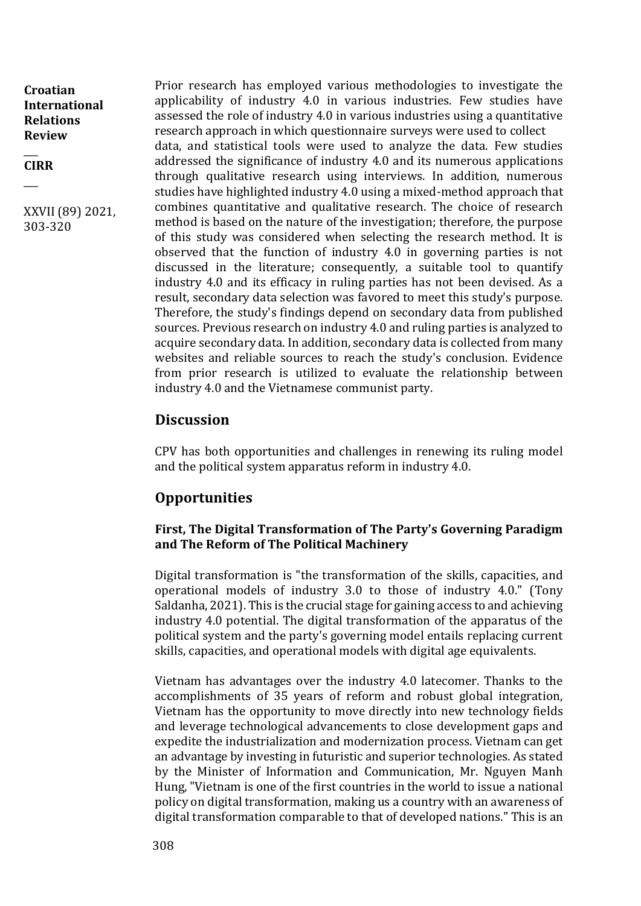Prior research has employed various methodologies to investigate the applicability of industry 4.0 in various industries. Few studies have assessed the role of industry 4.0 in various industries using a quantitative research approach in which questionnaire surveys were used to collect data, and statistical tools were used to analyze the data. Few studies addressed the significance of industry 4.0 and its numerous applications through qualitative research using interviews. In addition, numerous studies have highlighted industry 4.0 using a mixed-method approach that combines quantitative and qualitative research. The choice of research method is based on the nature of the investigation; therefore, the purpose of this study was considered when selecting the research method. It is observed that the function of industry 4.0 in governing parties is not discussed in the literature; consequently, a suitable tool to quantify industry 4.0 and its efficacy in ruling parties has not been devised. As a result, secondary data selection was favored to meet this study's purpose. Therefore, the study's findings depend on secondary data from published sources. Previous research on industry 4.0 and ruling parties is analyzed to acquire secondary data. In addition, secondary data is collected from many websites and reliable sources to reach the study's conclusion. Evidence from prior research is utilized to evaluate the relationship between industry 4.0 and the Vietnamese communist party.

## Discussion

CPV has both opportunities and challenges in renewing its ruling model and the political system apparatus reform in industry 4.0.

## Opportunities

### First, The Digital Transformation of The Party's Governing Paradigm and The Reform of The Political Machinery

Digital transformation is "the transformation of the skills, capacities, and operational models of industry 3.0 to those of industry 4.0." (Tony Saldanha, 2021). This is the crucial stage for gaining access to and achieving industry 4.0 potential. The digital transformation of the apparatus of the political system and the party's governing model entails replacing current skills, capacities, and operational models with digital age equivalents.

Vietnam has advantages over the industry 4.0 latecomer. Thanks to the accomplishments of 35 years of reform and robust global integration, Vietnam has the opportunity to move directly into new technology fields and leverage technological advancements to close development gaps and expedite the industrialization and modernization process. Vietnam can get an advantage by investing in futuristic and superior technologies. As stated by the Minister of Information and Communication, Mr. Nguyen Manh Hung, "Vietnam is one of the first countries in the world to issue a national policy on digital transformation, making us a country with an awareness of digital transformation comparable to that of developed nations." This is an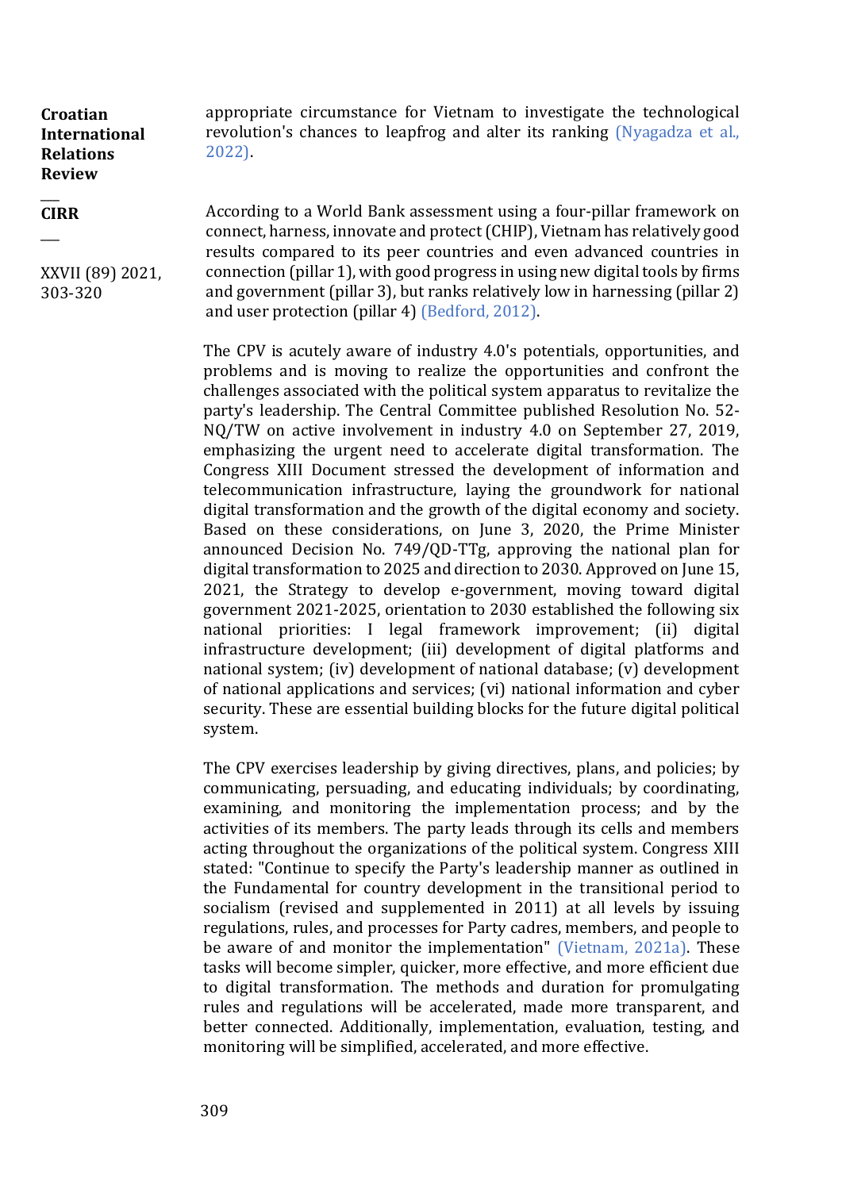appropriate circumstance for Vietnam to investigate the technological revolution's chances to leapfrog and alter its ranking (Nyagadza et al., 2022).

According to a World Bank assessment using a four-pillar framework on connect, harness, innovate and protect (CHIP), Vietnam has relatively good results compared to its peer countries and even advanced countries in connection (pillar 1), with good progress in using new digital tools by firms and government (pillar 3), but ranks relatively low in harnessing (pillar 2) and user protection (pillar 4) (Bedford, 2012).

The CPV is acutely aware of industry 4.0's potentials, opportunities, and problems and is moving to realize the opportunities and confront the challenges associated with the political system apparatus to revitalize the party's leadership. The Central Committee published Resolution No. 52-NQ/TW on active involvement in industry 4.0 on September 27, 2019, emphasizing the urgent need to accelerate digital transformation. The Congress XIII Document stressed the development of information and telecommunication infrastructure, laying the groundwork for national digital transformation and the growth of the digital economy and society. Based on these considerations, on June 3, 2020, the Prime Minister announced Decision No. 749/QD-TTg, approving the national plan for digital transformation to 2025 and direction to 2030. Approved on June 15, 2021, the Strategy to develop e-government, moving toward digital government 2021-2025, orientation to 2030 established the following six national priorities: I legal framework improvement; (ii) digital infrastructure development; (iii) development of digital platforms and national system; (iv) development of national database; (v) development of national applications and services; (vi) national information and cyber security. These are essential building blocks for the future digital political system.

The CPV exercises leadership by giving directives, plans, and policies; by communicating, persuading, and educating individuals; by coordinating, examining, and monitoring the implementation process; and by the activities of its members. The party leads through its cells and members acting throughout the organizations of the political system. Congress XIII stated: "Continue to specify the Party's leadership manner as outlined in the Fundamental for country development in the transitional period to socialism (revised and supplemented in 2011) at all levels by issuing regulations, rules, and processes for Party cadres, members, and people to be aware of and monitor the implementation" (Vietnam, 2021a). These tasks will become simpler, quicker, more effective, and more efficient due to digital transformation. The methods and duration for promulgating rules and regulations will be accelerated, made more transparent, and better connected. Additionally, implementation, evaluation, testing, and monitoring will be simplified, accelerated, and more effective.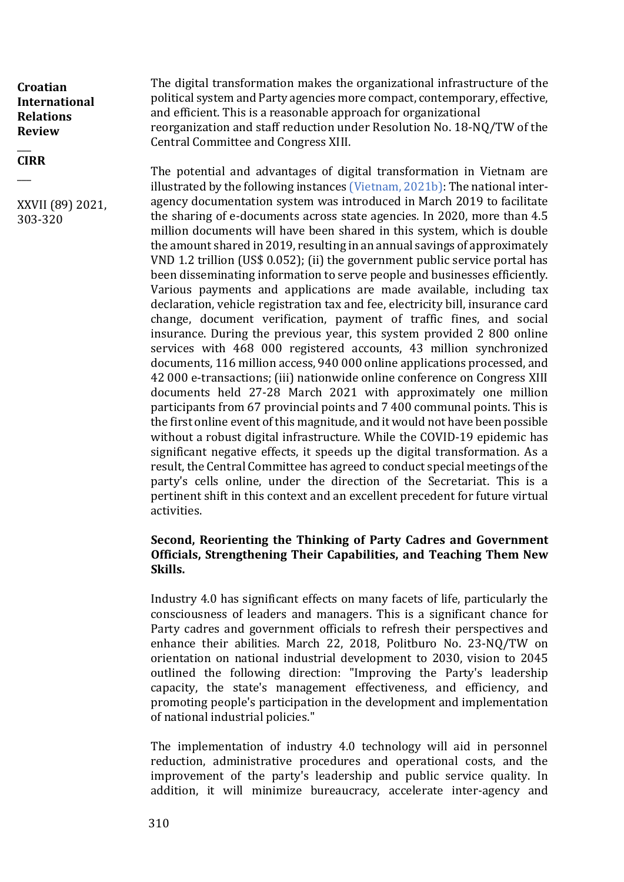The digital transformation makes the organizational infrastructure of the political system and Party agencies more compact, contemporary, effective, and efficient. This is a reasonable approach for organizational reorganization and staff reduction under Resolution No. 18-NQ/TW of the Central Committee and Congress XIII.

The potential and advantages of digital transformation in Vietnam are illustrated by the following instances (Vietnam, 2021b): The national inter-agency documentation system was introduced in March 2019 to facilitate the sharing of e-documents across state agencies. In 2020, more than 4.5 million documents will have been shared in this system, which is double the amount shared in 2019, resulting in an annual savings of approximately VND 1.2 trillion (US$ 0.052); (ii) the government public service portal has been disseminating information to serve people and businesses efficiently. Various payments and applications are made available, including tax declaration, vehicle registration tax and fee, electricity bill, insurance card change, document verification, payment of traffic fines, and social insurance. During the previous year, this system provided 2 800 online services with 468 000 registered accounts, 43 million synchronized documents, 116 million access, 940 000 online applications processed, and 42 000 e-transactions; (iii) nationwide online conference on Congress XIII documents held 27-28 March 2021 with approximately one million participants from 67 provincial points and 7 400 communal points. This is the first online event of this magnitude, and it would not have been possible without a robust digital infrastructure. While the COVID-19 epidemic has significant negative effects, it speeds up the digital transformation. As a result, the Central Committee has agreed to conduct special meetings of the party's cells online, under the direction of the Secretariat. This is a pertinent shift in this context and an excellent precedent for future virtual activities.

**Second, Reorienting the Thinking of Party Cadres and Government Officials, Strengthening Their Capabilities, and Teaching Them New Skills.**

Industry 4.0 has significant effects on many facets of life, particularly the consciousness of leaders and managers. This is a significant chance for Party cadres and government officials to refresh their perspectives and enhance their abilities. March 22, 2018, Politburo No. 23-NQ/TW on orientation on national industrial development to 2030, vision to 2045 outlined the following direction: "Improving the Party's leadership capacity, the state's management effectiveness, and efficiency, and promoting people's participation in the development and implementation of national industrial policies."

The implementation of industry 4.0 technology will aid in personnel reduction, administrative procedures and operational costs, and the improvement of the party's leadership and public service quality. In addition, it will minimize bureaucracy, accelerate inter-agency and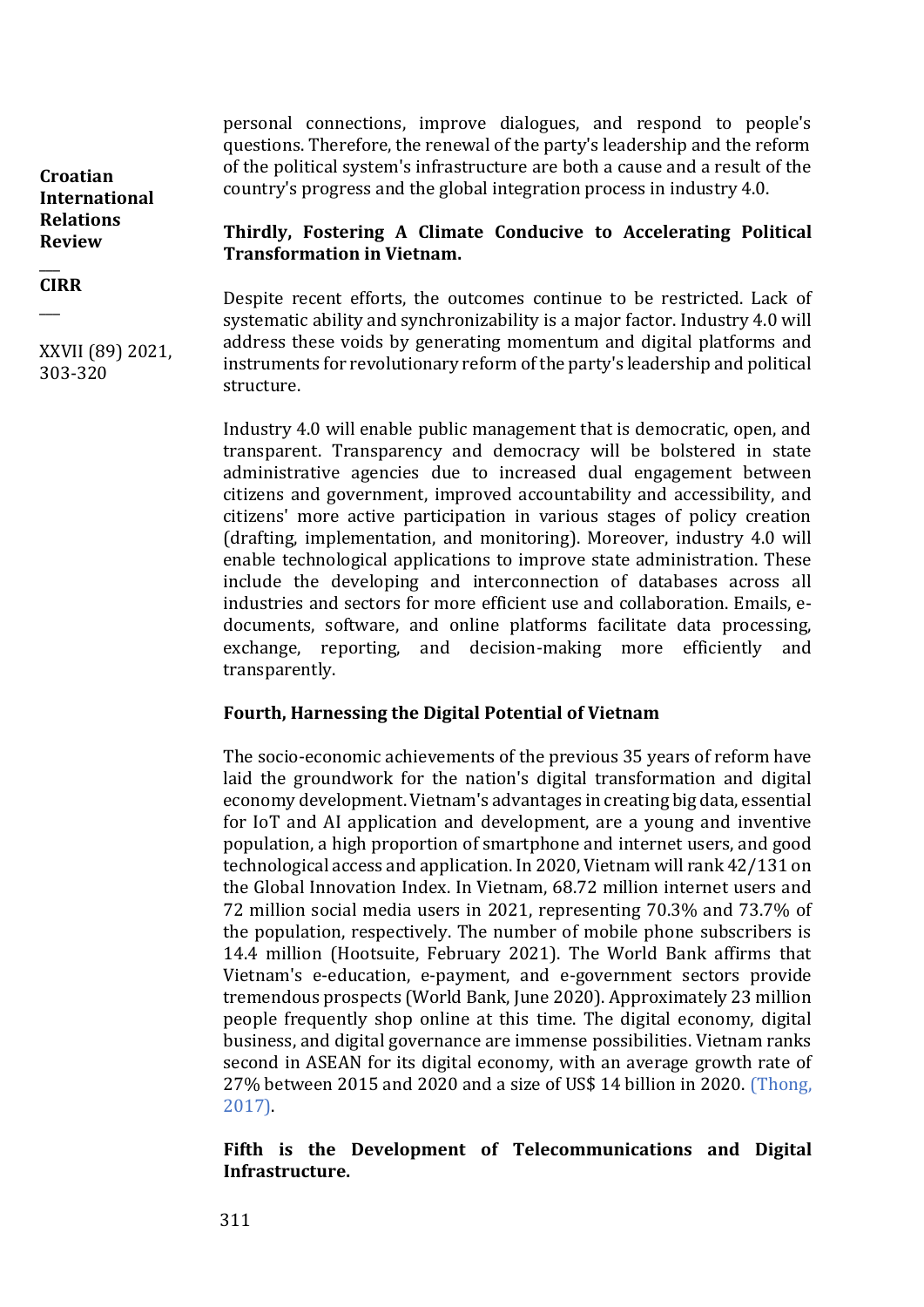personal connections, improve dialogues, and respond to people's questions. Therefore, the renewal of the party's leadership and the reform of the political system's infrastructure are both a cause and a result of the country's progress and the global integration process in industry 4.0.

**Thirdly, Fostering A Climate Conducive to Accelerating Political Transformation in Vietnam.**

Despite recent efforts, the outcomes continue to be restricted. Lack of systematic ability and synchronizability is a major factor. Industry 4.0 will address these voids by generating momentum and digital platforms and instruments for revolutionary reform of the party's leadership and political structure.

Industry 4.0 will enable public management that is democratic, open, and transparent. Transparency and democracy will be bolstered in state administrative agencies due to increased dual engagement between citizens and government, improved accountability and accessibility, and citizens' more active participation in various stages of policy creation (drafting, implementation, and monitoring). Moreover, industry 4.0 will enable technological applications to improve state administration. These include the developing and interconnection of databases across all industries and sectors for more efficient use and collaboration. Emails, e-documents, software, and online platforms facilitate data processing, exchange, reporting, and decision-making more efficiently and transparently.

**Fourth, Harnessing the Digital Potential of Vietnam**

The socio-economic achievements of the previous 35 years of reform have laid the groundwork for the nation's digital transformation and digital economy development. Vietnam's advantages in creating big data, essential for IoT and AI application and development, are a young and inventive population, a high proportion of smartphone and internet users, and good technological access and application. In 2020, Vietnam will rank 42/131 on the Global Innovation Index. In Vietnam, 68.72 million internet users and 72 million social media users in 2021, representing 70.3% and 73.7% of the population, respectively. The number of mobile phone subscribers is 14.4 million (Hootsuite, February 2021). The World Bank affirms that Vietnam's e-education, e-payment, and e-government sectors provide tremendous prospects (World Bank, June 2020). Approximately 23 million people frequently shop online at this time. The digital economy, digital business, and digital governance are immense possibilities. Vietnam ranks second in ASEAN for its digital economy, with an average growth rate of 27% between 2015 and 2020 and a size of US$ 14 billion in 2020. (Thong, 2017).

**Fifth is the Development of Telecommunications and Digital Infrastructure.**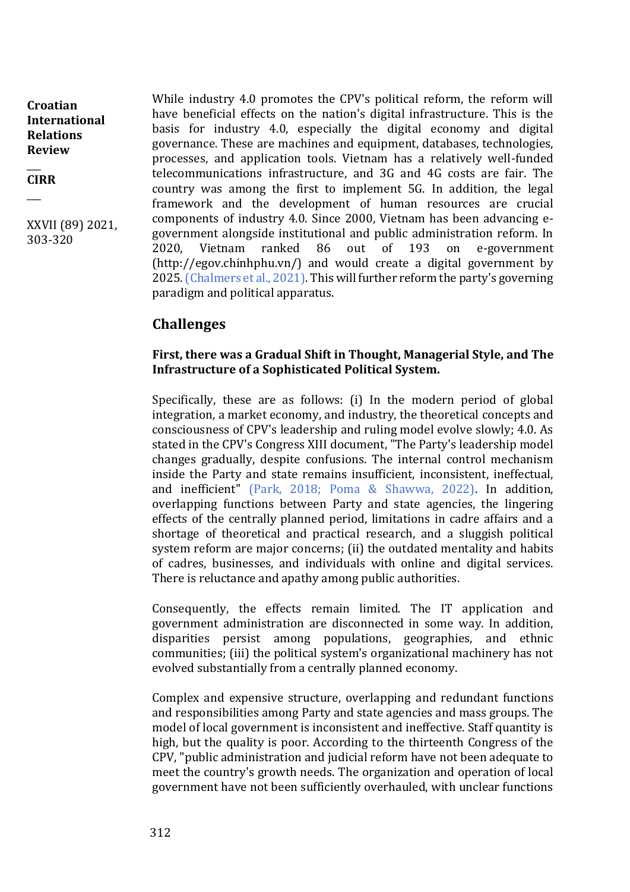While industry 4.0 promotes the CPV's political reform, the reform will have beneficial effects on the nation's digital infrastructure. This is the basis for industry 4.0, especially the digital economy and digital governance. These are machines and equipment, databases, technologies, processes, and application tools. Vietnam has a relatively well-funded telecommunications infrastructure, and 3G and 4G costs are fair. The country was among the first to implement 5G. In addition, the legal framework and the development of human resources are crucial components of industry 4.0. Since 2000, Vietnam has been advancing e-government alongside institutional and public administration reform. In 2020, Vietnam ranked 86 out of 193 on e-government (http://egov.chinhphu.vn/) and would create a digital government by 2025. (Chalmers et al., 2021). This will further reform the party's governing paradigm and political apparatus.

## Challenges

**First, there was a Gradual Shift in Thought, Managerial Style, and The Infrastructure of a Sophisticated Political System.**

Specifically, these are as follows: (i) In the modern period of global integration, a market economy, and industry, the theoretical concepts and consciousness of CPV's leadership and ruling model evolve slowly; 4.0. As stated in the CPV's Congress XIII document, "The Party's leadership model changes gradually, despite confusions. The internal control mechanism inside the Party and state remains insufficient, inconsistent, ineffectual, and inefficient" (Park, 2018; Poma & Shawwa, 2022). In addition, overlapping functions between Party and state agencies, the lingering effects of the centrally planned period, limitations in cadre affairs and a shortage of theoretical and practical research, and a sluggish political system reform are major concerns; (ii) the outdated mentality and habits of cadres, businesses, and individuals with online and digital services. There is reluctance and apathy among public authorities.

Consequently, the effects remain limited. The IT application and government administration are disconnected in some way. In addition, disparities persist among populations, geographies, and ethnic communities; (iii) the political system's organizational machinery has not evolved substantially from a centrally planned economy.

Complex and expensive structure, overlapping and redundant functions and responsibilities among Party and state agencies and mass groups. The model of local government is inconsistent and ineffective. Staff quantity is high, but the quality is poor. According to the thirteenth Congress of the CPV, "public administration and judicial reform have not been adequate to meet the country's growth needs. The organization and operation of local government have not been sufficiently overhauled, with unclear functions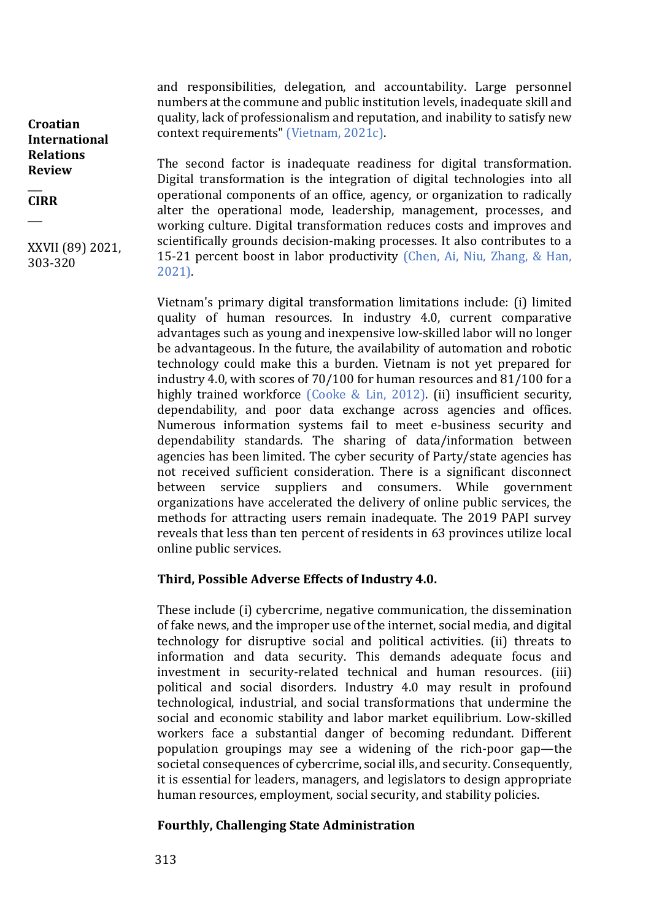and responsibilities, delegation, and accountability. Large personnel numbers at the commune and public institution levels, inadequate skill and quality, lack of professionalism and reputation, and inability to satisfy new context requirements" (Vietnam, 2021c).

The second factor is inadequate readiness for digital transformation. Digital transformation is the integration of digital technologies into all operational components of an office, agency, or organization to radically alter the operational mode, leadership, management, processes, and working culture. Digital transformation reduces costs and improves and scientifically grounds decision-making processes. It also contributes to a 15-21 percent boost in labor productivity (Chen, Ai, Niu, Zhang, & Han, 2021).

Vietnam's primary digital transformation limitations include: (i) limited quality of human resources. In industry 4.0, current comparative advantages such as young and inexpensive low-skilled labor will no longer be advantageous. In the future, the availability of automation and robotic technology could make this a burden. Vietnam is not yet prepared for industry 4.0, with scores of 70/100 for human resources and 81/100 for a highly trained workforce (Cooke & Lin, 2012). (ii) insufficient security, dependability, and poor data exchange across agencies and offices. Numerous information systems fail to meet e-business security and dependability standards. The sharing of data/information between agencies has been limited. The cyber security of Party/state agencies has not received sufficient consideration. There is a significant disconnect between service suppliers and consumers. While government organizations have accelerated the delivery of online public services, the methods for attracting users remain inadequate. The 2019 PAPI survey reveals that less than ten percent of residents in 63 provinces utilize local online public services.

**Third, Possible Adverse Effects of Industry 4.0.**

These include (i) cybercrime, negative communication, the dissemination of fake news, and the improper use of the internet, social media, and digital technology for disruptive social and political activities. (ii) threats to information and data security. This demands adequate focus and investment in security-related technical and human resources. (iii) political and social disorders. Industry 4.0 may result in profound technological, industrial, and social transformations that undermine the social and economic stability and labor market equilibrium. Low-skilled workers face a substantial danger of becoming redundant. Different population groupings may see a widening of the rich-poor gap—the societal consequences of cybercrime, social ills, and security. Consequently, it is essential for leaders, managers, and legislators to design appropriate human resources, employment, social security, and stability policies.

**Fourthly, Challenging State Administration**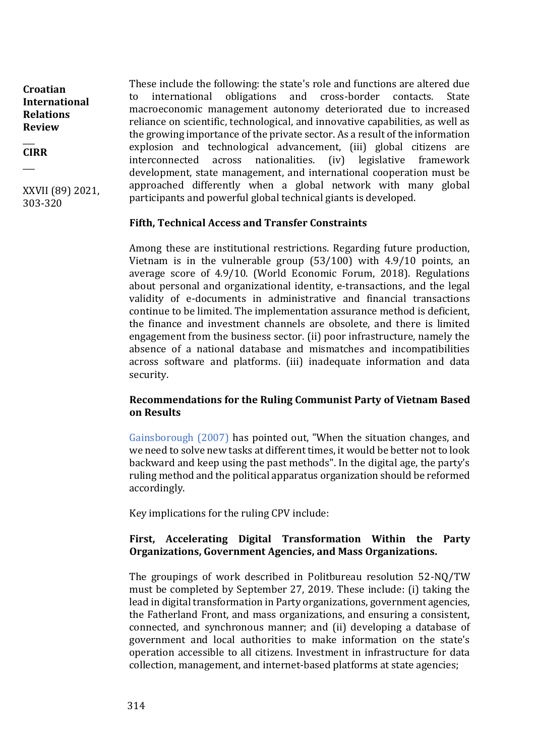These include the following: the state's role and functions are altered due to international obligations and cross-border contacts. State macroeconomic management autonomy deteriorated due to increased reliance on scientific, technological, and innovative capabilities, as well as the growing importance of the private sector. As a result of the information explosion and technological advancement, (iii) global citizens are interconnected across nationalities. (iv) legislative framework development, state management, and international cooperation must be approached differently when a global network with many global participants and powerful global technical giants is developed.

**Fifth, Technical Access and Transfer Constraints**

Among these are institutional restrictions. Regarding future production, Vietnam is in the vulnerable group (53/100) with 4.9/10 points, an average score of 4.9/10. (World Economic Forum, 2018). Regulations about personal and organizational identity, e-transactions, and the legal validity of e-documents in administrative and financial transactions continue to be limited. The implementation assurance method is deficient, the finance and investment channels are obsolete, and there is limited engagement from the business sector. (ii) poor infrastructure, namely the absence of a national database and mismatches and incompatibilities across software and platforms. (iii) inadequate information and data security.

**Recommendations for the Ruling Communist Party of Vietnam Based on Results**

Gainsborough (2007) has pointed out, "When the situation changes, and we need to solve new tasks at different times, it would be better not to look backward and keep using the past methods". In the digital age, the party's ruling method and the political apparatus organization should be reformed accordingly.

Key implications for the ruling CPV include:

**First, Accelerating Digital Transformation Within the Party Organizations, Government Agencies, and Mass Organizations.**

The groupings of work described in Politbureau resolution 52-NQ/TW must be completed by September 27, 2019. These include: (i) taking the lead in digital transformation in Party organizations, government agencies, the Fatherland Front, and mass organizations, and ensuring a consistent, connected, and synchronous manner; and (ii) developing a database of government and local authorities to make information on the state's operation accessible to all citizens. Investment in infrastructure for data collection, management, and internet-based platforms at state agencies;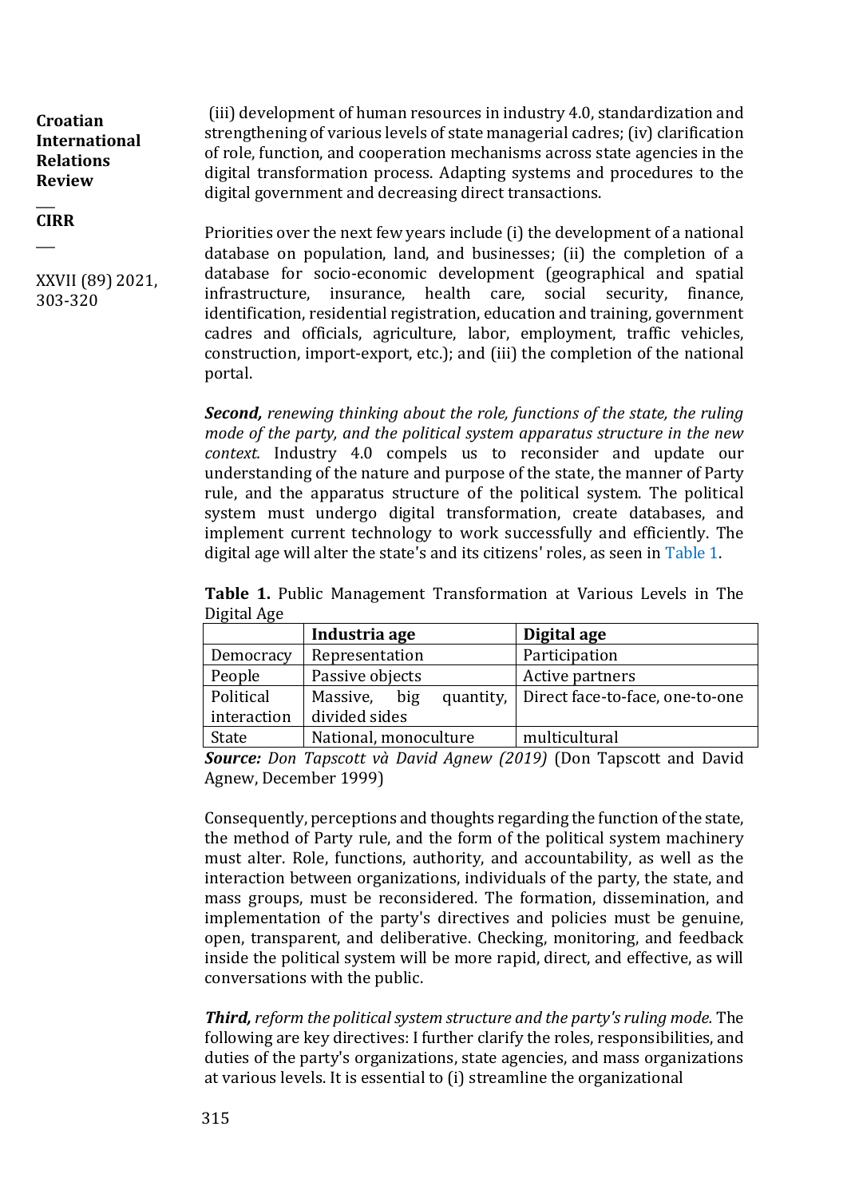(iii) development of human resources in industry 4.0, standardization and strengthening of various levels of state managerial cadres; (iv) clarification of role, function, and cooperation mechanisms across state agencies in the digital transformation process. Adapting systems and procedures to the digital government and decreasing direct transactions.

Priorities over the next few years include (i) the development of a national database on population, land, and businesses; (ii) the completion of a database for socio-economic development (geographical and spatial infrastructure, insurance, health care, social security, finance, identification, residential registration, education and training, government cadres and officials, agriculture, labor, employment, traffic vehicles, construction, import-export, etc.); and (iii) the completion of the national portal.

***Second,*** *renewing thinking about the role, functions of the state, the ruling mode of the party, and the political system apparatus structure in the new context.* Industry 4.0 compels us to reconsider and update our understanding of the nature and purpose of the state, the manner of Party rule, and the apparatus structure of the political system. The political system must undergo digital transformation, create databases, and implement current technology to work successfully and efficiently. The digital age will alter the state's and its citizens' roles, as seen in Table 1.

**Table 1.** Public Management Transformation at Various Levels in The Digital Age

| | Industria age | Digital age |
|---|---|---|
| Democracy | Representation | Participation |
| People | Passive objects | Active partners |
| Political interaction | Massive, big quantity, divided sides | Direct face-to-face, one-to-one |
| State | National, monoculture | multicultural |

***Source:*** *Don Tapscott và David Agnew (2019)* (Don Tapscott and David Agnew, December 1999)

Consequently, perceptions and thoughts regarding the function of the state, the method of Party rule, and the form of the political system machinery must alter. Role, functions, authority, and accountability, as well as the interaction between organizations, individuals of the party, the state, and mass groups, must be reconsidered. The formation, dissemination, and implementation of the party's directives and policies must be genuine, open, transparent, and deliberative. Checking, monitoring, and feedback inside the political system will be more rapid, direct, and effective, as will conversations with the public.

***Third,*** *reform the political system structure and the party's ruling mode.* The following are key directives: I further clarify the roles, responsibilities, and duties of the party's organizations, state agencies, and mass organizations at various levels. It is essential to (i) streamline the organizational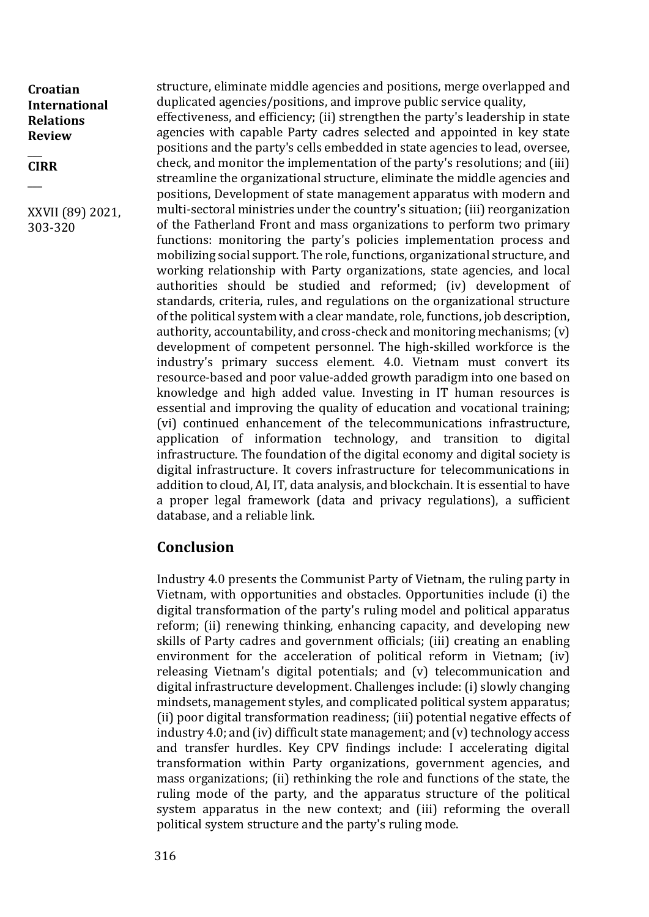structure, eliminate middle agencies and positions, merge overlapped and duplicated agencies/positions, and improve public service quality, effectiveness, and efficiency; (ii) strengthen the party's leadership in state agencies with capable Party cadres selected and appointed in key state positions and the party's cells embedded in state agencies to lead, oversee, check, and monitor the implementation of the party's resolutions; and (iii) streamline the organizational structure, eliminate the middle agencies and positions, Development of state management apparatus with modern and multi-sectoral ministries under the country's situation; (iii) reorganization of the Fatherland Front and mass organizations to perform two primary functions: monitoring the party's policies implementation process and mobilizing social support. The role, functions, organizational structure, and working relationship with Party organizations, state agencies, and local authorities should be studied and reformed; (iv) development of standards, criteria, rules, and regulations on the organizational structure of the political system with a clear mandate, role, functions, job description, authority, accountability, and cross-check and monitoring mechanisms; (v) development of competent personnel. The high-skilled workforce is the industry's primary success element. 4.0. Vietnam must convert its resource-based and poor value-added growth paradigm into one based on knowledge and high added value. Investing in IT human resources is essential and improving the quality of education and vocational training; (vi) continued enhancement of the telecommunications infrastructure, application of information technology, and transition to digital infrastructure. The foundation of the digital economy and digital society is digital infrastructure. It covers infrastructure for telecommunications in addition to cloud, AI, IT, data analysis, and blockchain. It is essential to have a proper legal framework (data and privacy regulations), a sufficient database, and a reliable link.

## Conclusion

Industry 4.0 presents the Communist Party of Vietnam, the ruling party in Vietnam, with opportunities and obstacles. Opportunities include (i) the digital transformation of the party's ruling model and political apparatus reform; (ii) renewing thinking, enhancing capacity, and developing new skills of Party cadres and government officials; (iii) creating an enabling environment for the acceleration of political reform in Vietnam; (iv) releasing Vietnam's digital potentials; and (v) telecommunication and digital infrastructure development. Challenges include: (i) slowly changing mindsets, management styles, and complicated political system apparatus; (ii) poor digital transformation readiness; (iii) potential negative effects of industry 4.0; and (iv) difficult state management; and (v) technology access and transfer hurdles. Key CPV findings include: I accelerating digital transformation within Party organizations, government agencies, and mass organizations; (ii) rethinking the role and functions of the state, the ruling mode of the party, and the apparatus structure of the political system apparatus in the new context; and (iii) reforming the overall political system structure and the party's ruling mode.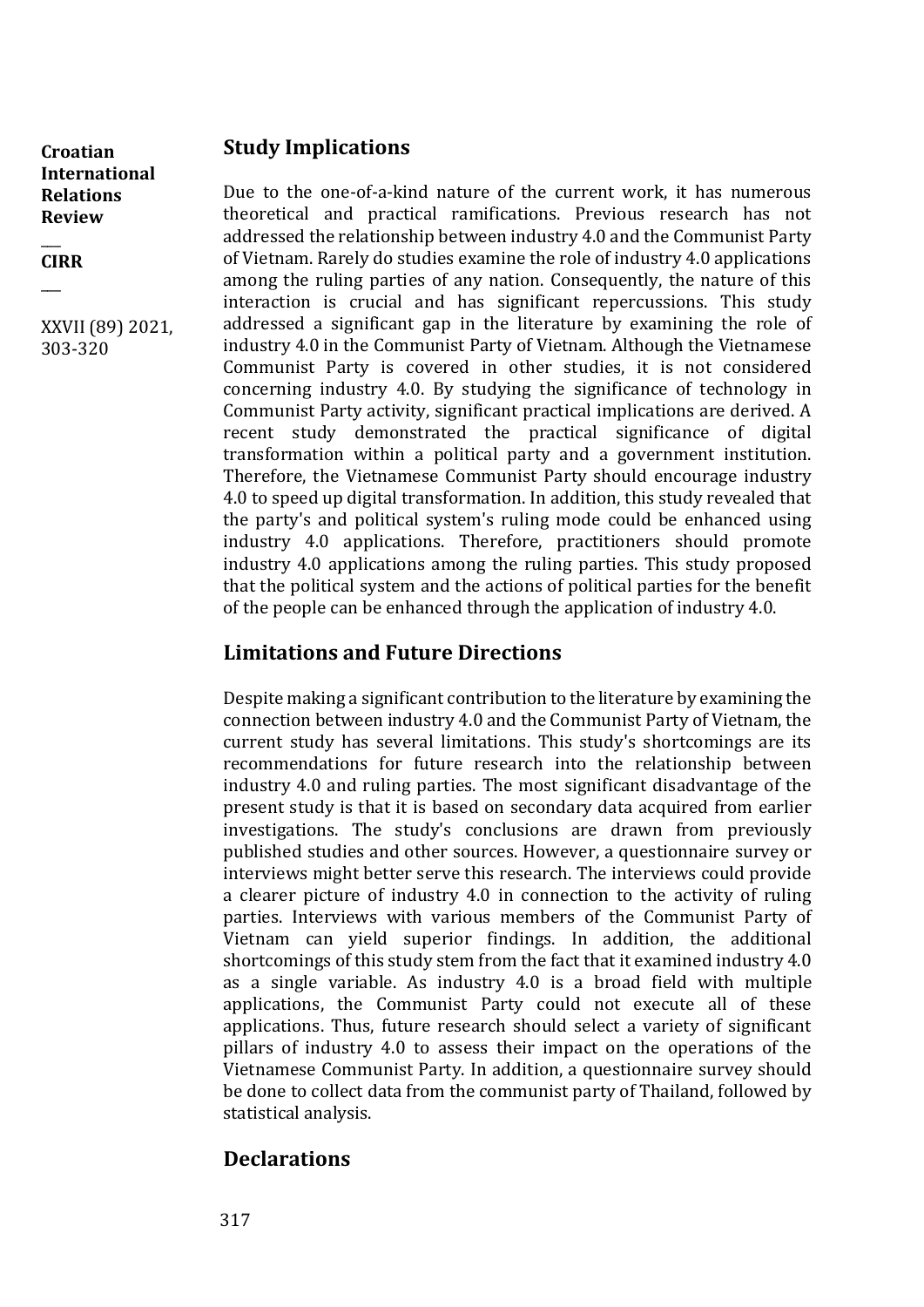## Study Implications

Due to the one-of-a-kind nature of the current work, it has numerous theoretical and practical ramifications. Previous research has not addressed the relationship between industry 4.0 and the Communist Party of Vietnam. Rarely do studies examine the role of industry 4.0 applications among the ruling parties of any nation. Consequently, the nature of this interaction is crucial and has significant repercussions. This study addressed a significant gap in the literature by examining the role of industry 4.0 in the Communist Party of Vietnam. Although the Vietnamese Communist Party is covered in other studies, it is not considered concerning industry 4.0. By studying the significance of technology in Communist Party activity, significant practical implications are derived. A recent study demonstrated the practical significance of digital transformation within a political party and a government institution. Therefore, the Vietnamese Communist Party should encourage industry 4.0 to speed up digital transformation. In addition, this study revealed that the party's and political system's ruling mode could be enhanced using industry 4.0 applications. Therefore, practitioners should promote industry 4.0 applications among the ruling parties. This study proposed that the political system and the actions of political parties for the benefit of the people can be enhanced through the application of industry 4.0.

## Limitations and Future Directions

Despite making a significant contribution to the literature by examining the connection between industry 4.0 and the Communist Party of Vietnam, the current study has several limitations. This study's shortcomings are its recommendations for future research into the relationship between industry 4.0 and ruling parties. The most significant disadvantage of the present study is that it is based on secondary data acquired from earlier investigations. The study's conclusions are drawn from previously published studies and other sources. However, a questionnaire survey or interviews might better serve this research. The interviews could provide a clearer picture of industry 4.0 in connection to the activity of ruling parties. Interviews with various members of the Communist Party of Vietnam can yield superior findings. In addition, the additional shortcomings of this study stem from the fact that it examined industry 4.0 as a single variable. As industry 4.0 is a broad field with multiple applications, the Communist Party could not execute all of these applications. Thus, future research should select a variety of significant pillars of industry 4.0 to assess their impact on the operations of the Vietnamese Communist Party. In addition, a questionnaire survey should be done to collect data from the communist party of Thailand, followed by statistical analysis.

## Declarations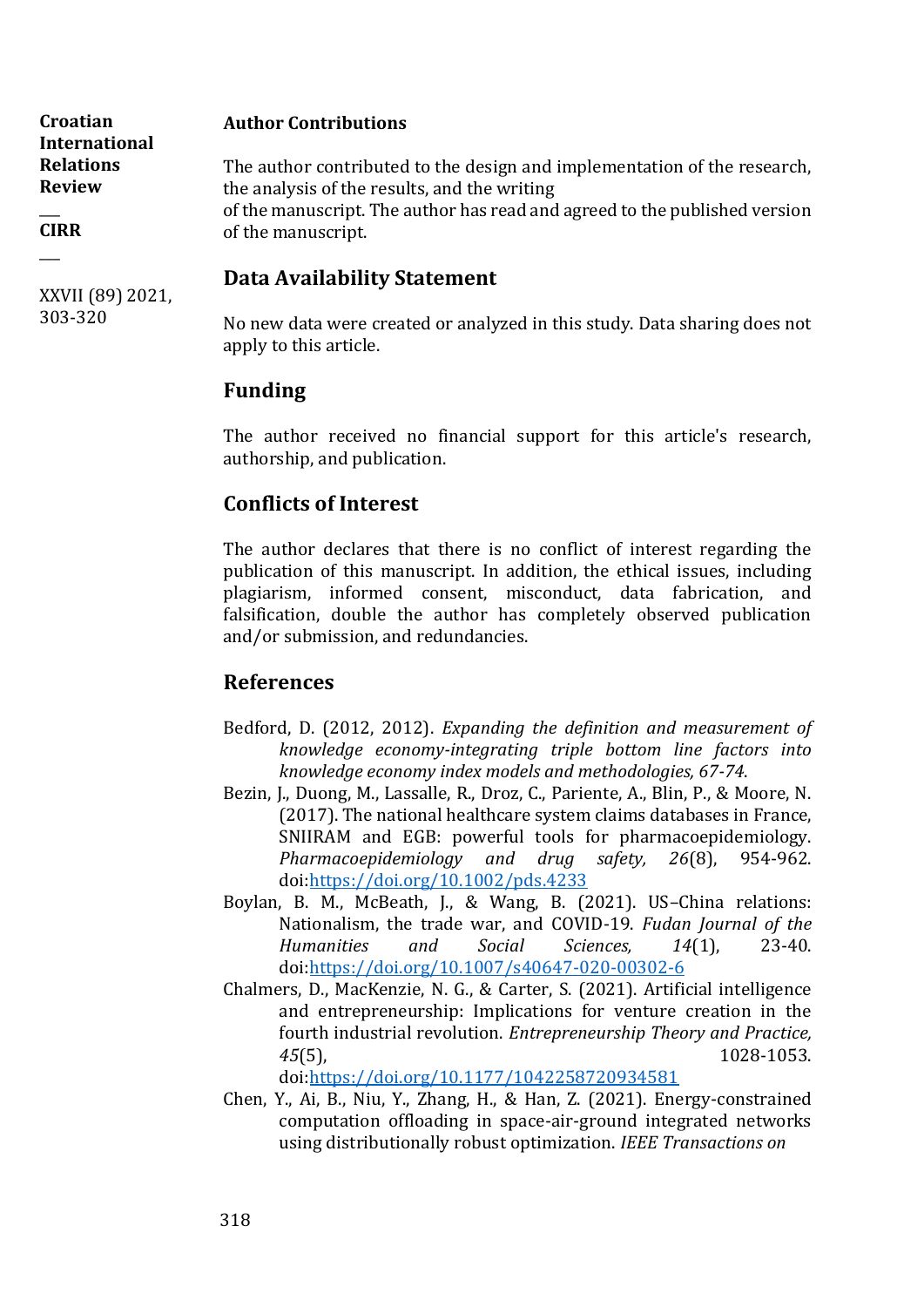**Author Contributions**

The author contributed to the design and implementation of the research, the analysis of the results, and the writing of the manuscript. The author has read and agreed to the published version of the manuscript.

## Data Availability Statement

No new data were created or analyzed in this study. Data sharing does not apply to this article.

## Funding

The author received no financial support for this article's research, authorship, and publication.

## Conflicts of Interest

The author declares that there is no conflict of interest regarding the publication of this manuscript. In addition, the ethical issues, including plagiarism, informed consent, misconduct, data fabrication, and falsification, double the author has completely observed publication and/or submission, and redundancies.

## References

Bedford, D. (2012, 2012). *Expanding the definition and measurement of knowledge economy-integrating triple bottom line factors into knowledge economy index models and methodologies, 67-74*.

Bezin, J., Duong, M., Lassalle, R., Droz, C., Pariente, A., Blin, P., & Moore, N. (2017). The national healthcare system claims databases in France, SNIIRAM and EGB: powerful tools for pharmacoepidemiology. *Pharmacoepidemiology and drug safety, 26*(8), 954-962. doi:https://doi.org/10.1002/pds.4233

Boylan, B. M., McBeath, J., & Wang, B. (2021). US–China relations: Nationalism, the trade war, and COVID-19. *Fudan Journal of the Humanities and Social Sciences, 14*(1), 23-40. doi:https://doi.org/10.1007/s40647-020-00302-6

Chalmers, D., MacKenzie, N. G., & Carter, S. (2021). Artificial intelligence and entrepreneurship: Implications for venture creation in the fourth industrial revolution. *Entrepreneurship Theory and Practice, 45*(5), 1028-1053. doi:https://doi.org/10.1177/1042258720934581

Chen, Y., Ai, B., Niu, Y., Zhang, H., & Han, Z. (2021). Energy-constrained computation offloading in space-air-ground integrated networks using distributionally robust optimization. *IEEE Transactions on*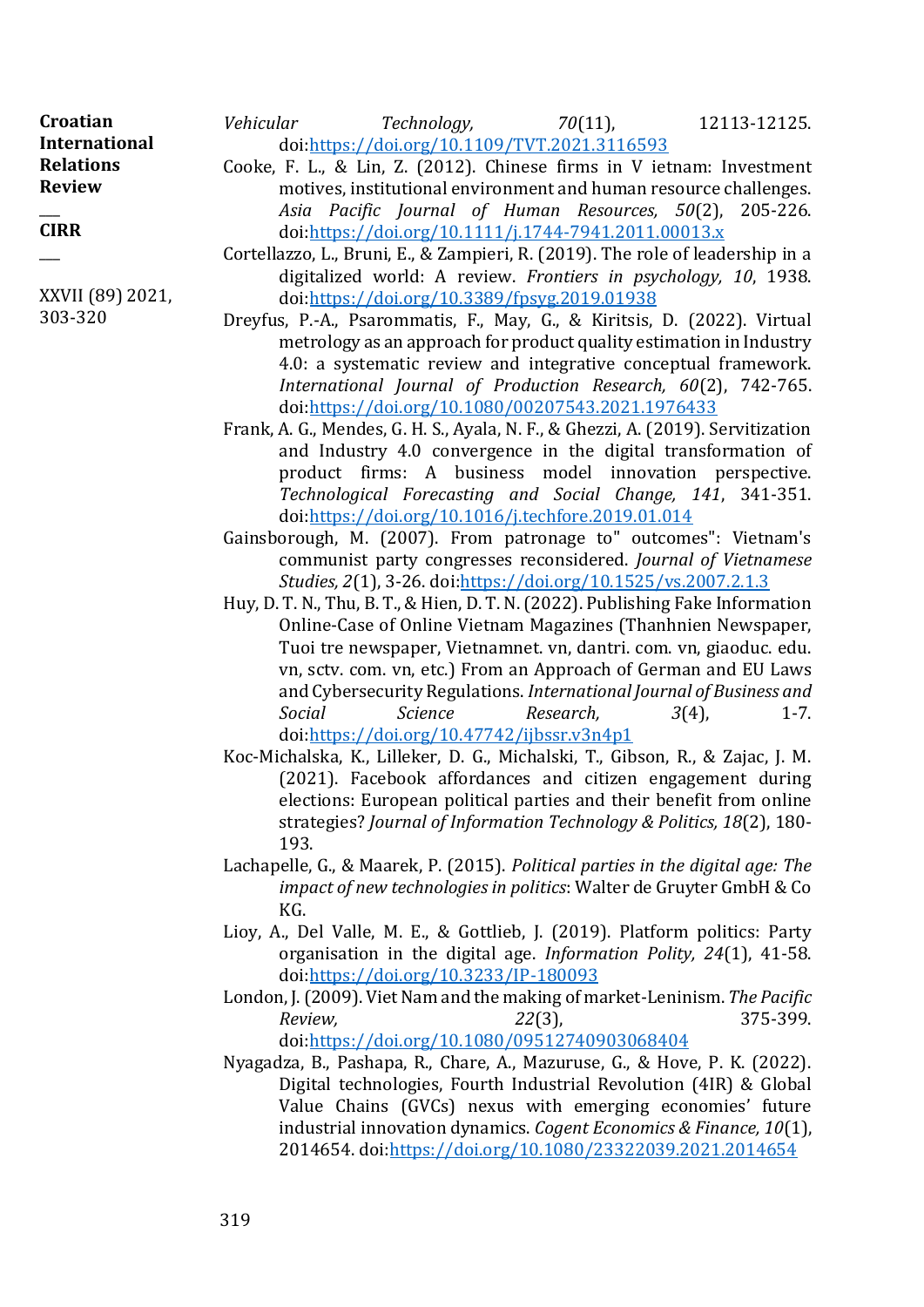*Vehicular Technology, 70*(11), 12113-12125. doi:https://doi.org/10.1109/TVT.2021.3116593

Cooke, F. L., & Lin, Z. (2012). Chinese firms in V ietnam: Investment motives, institutional environment and human resource challenges. *Asia Pacific Journal of Human Resources, 50*(2), 205-226. doi:https://doi.org/10.1111/j.1744-7941.2011.00013.x

Cortellazzo, L., Bruni, E., & Zampieri, R. (2019). The role of leadership in a digitalized world: A review. *Frontiers in psychology, 10*, 1938. doi:https://doi.org/10.3389/fpsyg.2019.01938

Dreyfus, P.-A., Psarommatis, F., May, G., & Kiritsis, D. (2022). Virtual metrology as an approach for product quality estimation in Industry 4.0: a systematic review and integrative conceptual framework. *International Journal of Production Research, 60*(2), 742-765. doi:https://doi.org/10.1080/00207543.2021.1976433

Frank, A. G., Mendes, G. H. S., Ayala, N. F., & Ghezzi, A. (2019). Servitization and Industry 4.0 convergence in the digital transformation of product firms: A business model innovation perspective. *Technological Forecasting and Social Change, 141*, 341-351. doi:https://doi.org/10.1016/j.techfore.2019.01.014

Gainsborough, M. (2007). From patronage to" outcomes": Vietnam's communist party congresses reconsidered. *Journal of Vietnamese Studies, 2*(1), 3-26. doi:https://doi.org/10.1525/vs.2007.2.1.3

Huy, D. T. N., Thu, B. T., & Hien, D. T. N. (2022). Publishing Fake Information Online-Case of Online Vietnam Magazines (Thanhnien Newspaper, Tuoi tre newspaper, Vietnamnet. vn, dantri. com. vn, giaoduc. edu. vn, sctv. com. vn, etc.) From an Approach of German and EU Laws and Cybersecurity Regulations. *International Journal of Business and Social Science Research, 3*(4), 1-7. doi:https://doi.org/10.47742/ijbssr.v3n4p1

Koc-Michalska, K., Lilleker, D. G., Michalski, T., Gibson, R., & Zajac, J. M. (2021). Facebook affordances and citizen engagement during elections: European political parties and their benefit from online strategies? *Journal of Information Technology & Politics, 18*(2), 180-193.

Lachapelle, G., & Maarek, P. (2015). *Political parties in the digital age: The impact of new technologies in politics*: Walter de Gruyter GmbH & Co KG.

Lioy, A., Del Valle, M. E., & Gottlieb, J. (2019). Platform politics: Party organisation in the digital age. *Information Polity, 24*(1), 41-58. doi:https://doi.org/10.3233/IP-180093

London, J. (2009). Viet Nam and the making of market-Leninism. *The Pacific Review, 22*(3), 375-399. doi:https://doi.org/10.1080/09512740903068404

Nyagadza, B., Pashapa, R., Chare, A., Mazuruse, G., & Hove, P. K. (2022). Digital technologies, Fourth Industrial Revolution (4IR) & Global Value Chains (GVCs) nexus with emerging economies' future industrial innovation dynamics. *Cogent Economics & Finance, 10*(1), 2014654. doi:https://doi.org/10.1080/23322039.2021.2014654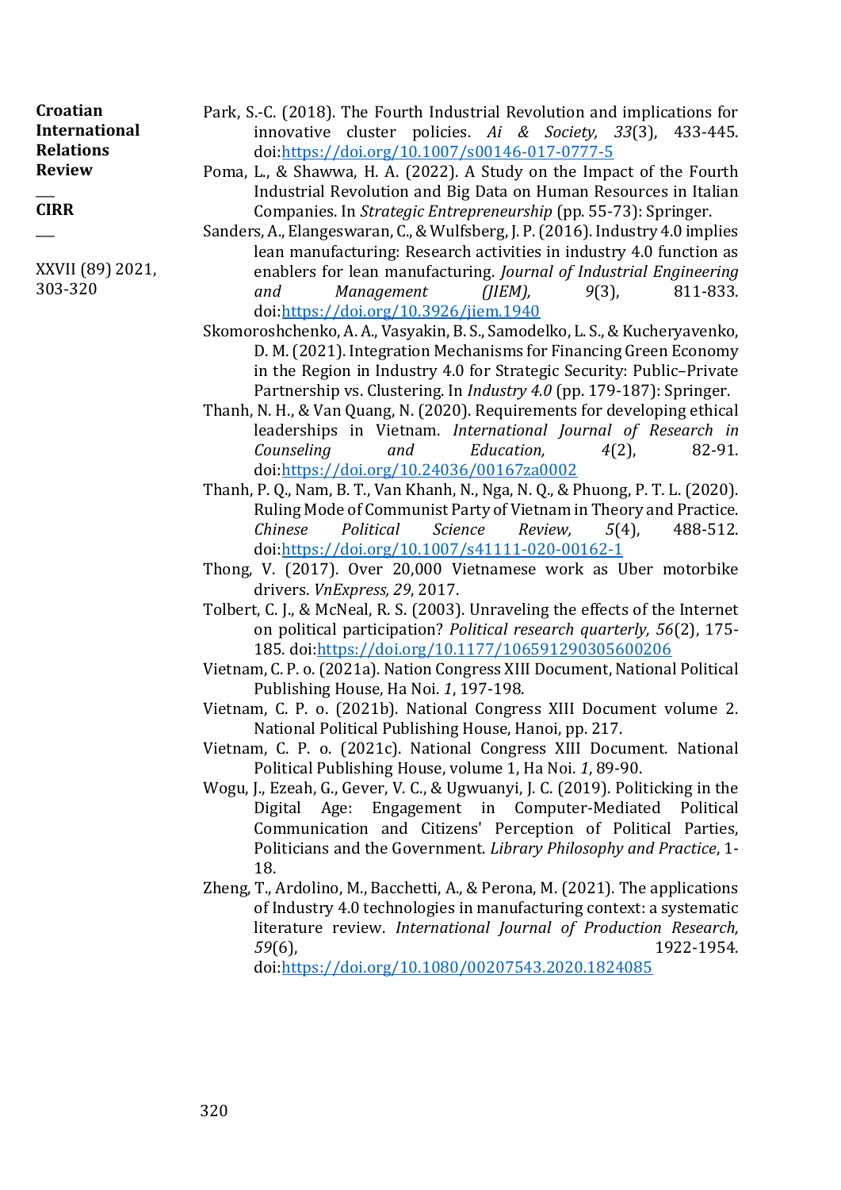Park, S.-C. (2018). The Fourth Industrial Revolution and implications for innovative cluster policies. *Ai & Society, 33*(3), 433-445. doi:https://doi.org/10.1007/s00146-017-0777-5

Poma, L., & Shawwa, H. A. (2022). A Study on the Impact of the Fourth Industrial Revolution and Big Data on Human Resources in Italian Companies. In *Strategic Entrepreneurship* (pp. 55-73): Springer.

Sanders, A., Elangeswaran, C., & Wulfsberg, J. P. (2016). Industry 4.0 implies lean manufacturing: Research activities in industry 4.0 function as enablers for lean manufacturing. *Journal of Industrial Engineering and Management (JIEM), 9*(3), 811-833. doi:https://doi.org/10.3926/jiem.1940

Skomoroshchenko, A. A., Vasyakin, B. S., Samodelko, L. S., & Kucheryavenko, D. M. (2021). Integration Mechanisms for Financing Green Economy in the Region in Industry 4.0 for Strategic Security: Public–Private Partnership vs. Clustering. In *Industry 4.0* (pp. 179-187): Springer.

Thanh, N. H., & Van Quang, N. (2020). Requirements for developing ethical leaderships in Vietnam. *International Journal of Research in Counseling and Education, 4*(2), 82-91. doi:https://doi.org/10.24036/00167za0002

Thanh, P. Q., Nam, B. T., Van Khanh, N., Nga, N. Q., & Phuong, P. T. L. (2020). Ruling Mode of Communist Party of Vietnam in Theory and Practice. *Chinese Political Science Review, 5*(4), 488-512. doi:https://doi.org/10.1007/s41111-020-00162-1

Thong, V. (2017). Over 20,000 Vietnamese work as Uber motorbike drivers. *VnExpress, 29*, 2017.

Tolbert, C. J., & McNeal, R. S. (2003). Unraveling the effects of the Internet on political participation? *Political research quarterly, 56*(2), 175-185. doi:https://doi.org/10.1177/106591290305600206

Vietnam, C. P. o. (2021a). Nation Congress XIII Document, National Political Publishing House, Ha Noi. *1*, 197-198.

Vietnam, C. P. o. (2021b). National Congress XIII Document volume 2. National Political Publishing House, Hanoi, pp. 217.

Vietnam, C. P. o. (2021c). National Congress XIII Document. National Political Publishing House, volume 1, Ha Noi. *1*, 89-90.

Wogu, J., Ezeah, G., Gever, V. C., & Ugwuanyi, J. C. (2019). Politicking in the Digital Age: Engagement in Computer-Mediated Political Communication and Citizens' Perception of Political Parties, Politicians and the Government. *Library Philosophy and Practice*, 1-18.

Zheng, T., Ardolino, M., Bacchetti, A., & Perona, M. (2021). The applications of Industry 4.0 technologies in manufacturing context: a systematic literature review. *International Journal of Production Research, 59*(6), 1922-1954. doi:https://doi.org/10.1080/00207543.2020.1824085